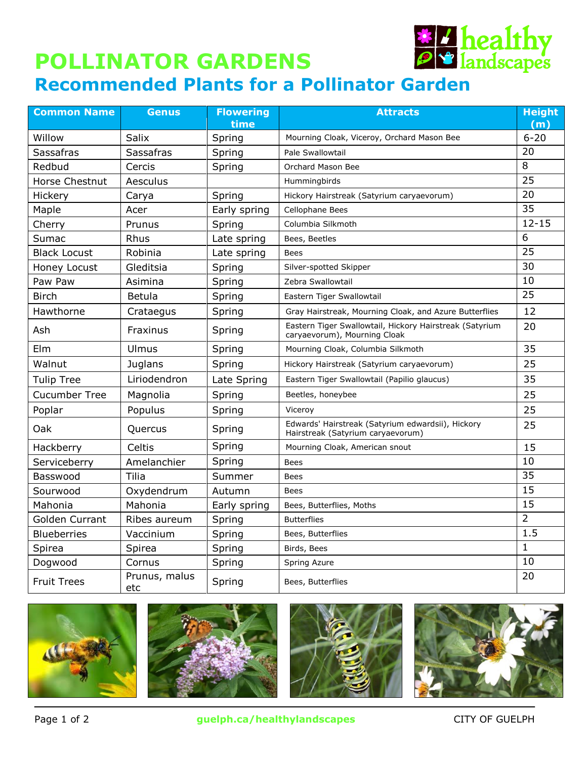# POLLINATOR GARDENS

## Recommended Plants for a Pollinator Garden

| Common Name | Genus | Flowering time | Attracts | Height (m) |
|---|---|---|---|---|
| Willow | Salix | Spring | Mourning Cloak, Viceroy, Orchard Mason Bee | 6-20 |
| Sassafras | Sassafras | Spring | Pale Swallowtail | 20 |
| Redbud | Cercis | Spring | Orchard Mason Bee | 8 |
| Horse Chestnut | Aesculus | | Hummingbirds | 25 |
| Hickery | Carya | Spring | Hickory Hairstreak (Satyrium caryaevorum) | 20 |
| Maple | Acer | Early spring | Cellophane Bees | 35 |
| Cherry | Prunus | Spring | Columbia Silkmoth | 12-15 |
| Sumac | Rhus | Late spring | Bees, Beetles | 6 |
| Black Locust | Robinia | Late spring | Bees | 25 |
| Honey Locust | Gleditsia | Spring | Silver-spotted Skipper | 30 |
| Paw Paw | Asimina | Spring | Zebra Swallowtail | 10 |
| Birch | Betula | Spring | Eastern Tiger Swallowtail | 25 |
| Hawthorne | Crataegus | Spring | Gray Hairstreak, Mourning Cloak, and Azure Butterflies | 12 |
| Ash | Fraxinus | Spring | Eastern Tiger Swallowtail, Hickory Hairstreak (Satyrium caryaevorum), Mourning Cloak | 20 |
| Elm | Ulmus | Spring | Mourning Cloak, Columbia Silkmoth | 35 |
| Walnut | Juglans | Spring | Hickory Hairstreak (Satyrium caryaevorum) | 25 |
| Tulip Tree | Liriodendron | Late Spring | Eastern Tiger Swallowtail (Papilio glaucus) | 35 |
| Cucumber Tree | Magnolia | Spring | Beetles, honeybee | 25 |
| Poplar | Populus | Spring | Viceroy | 25 |
| Oak | Quercus | Spring | Edwards' Hairstreak (Satyrium edwardsii), Hickory Hairstreak (Satyrium caryaevorum) | 25 |
| Hackberry | Celtis | Spring | Mourning Cloak, American snout | 15 |
| Serviceberry | Amelanchier | Spring | Bees | 10 |
| Basswood | Tilia | Summer | Bees | 35 |
| Sourwood | Oxydendrum | Autumn | Bees | 15 |
| Mahonia | Mahonia | Early spring | Bees, Butterflies, Moths | 15 |
| Golden Currant | Ribes aureum | Spring | Butterflies | 2 |
| Blueberries | Vaccinium | Spring | Bees, Butterflies | 1.5 |
| Spirea | Spirea | Spring | Birds, Bees | 1 |
| Dogwood | Cornus | Spring | Spring Azure | 10 |
| Fruit Trees | Prunus, malus etc | Spring | Bees, Butterflies | 20 |

guelph.ca/healthylandscapes

CITY OF GUELPH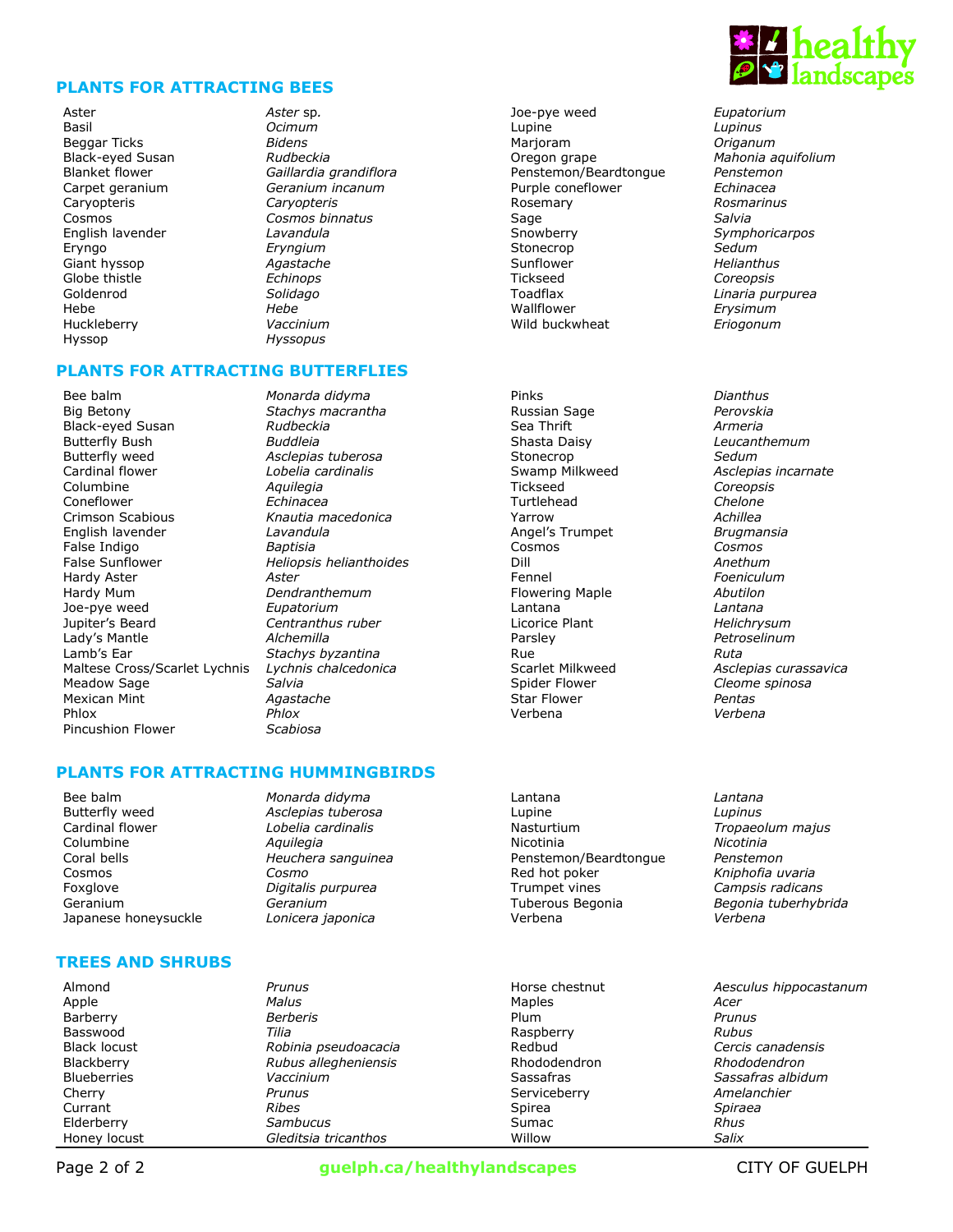## PLANTS FOR ATTRACTING BEES

| | | | |
|---|---|---|---|
| Aster | *Aster* sp. | Joe-pye weed | *Eupatorium* |
| Basil | *Ocimum* | Lupine | *Lupinus* |
| Beggar Ticks | *Bidens* | Marjoram | *Origanum* |
| Black-eyed Susan | *Rudbeckia* | Oregon grape | *Mahonia aquifolium* |
| Blanket flower | *Gaillardia grandiflora* | Penstemon/Beardtongue | *Penstemon* |
| Carpet geranium | *Geranium incanum* | Purple coneflower | *Echinacea* |
| Caryopteris | *Caryopteris* | Rosemary | *Rosmarinus* |
| Cosmos | *Cosmos binnatus* | Sage | *Salvia* |
| English lavender | *Lavandula* | Snowberry | *Symphoricarpos* |
| Eryngo | *Eryngium* | Stonecrop | *Sedum* |
| Giant hyssop | *Agastache* | Sunflower | *Helianthus* |
| Globe thistle | *Echinops* | Tickseed | *Coreopsis* |
| Goldenrod | *Solidago* | Toadflax | *Linaria purpurea* |
| Hebe | *Hebe* | Wallflower | *Erysimum* |
| Huckleberry | *Vaccinium* | Wild buckwheat | *Eriogonum* |
| Hyssop | *Hyssopus* | | |

## PLANTS FOR ATTRACTING BUTTERFLIES

| | | | |
|---|---|---|---|
| Bee balm | *Monarda didyma* | Pinks | *Dianthus* |
| Big Betony | *Stachys macrantha* | Russian Sage | *Perovskia* |
| Black-eyed Susan | *Rudbeckia* | Sea Thrift | *Armeria* |
| Butterfly Bush | *Buddleia* | Shasta Daisy | *Leucanthemum* |
| Butterfly weed | *Asclepias tuberosa* | Stonecrop | *Sedum* |
| Cardinal flower | *Lobelia cardinalis* | Swamp Milkweed | *Asclepias incarnate* |
| Columbine | *Aquilegia* | Tickseed | *Coreopsis* |
| Coneflower | *Echinacea* | Turtlehead | *Chelone* |
| Crimson Scabious | *Knautia macedonica* | Yarrow | *Achillea* |
| English lavender | *Lavandula* | Angel's Trumpet | *Brugmansia* |
| False Indigo | *Baptisia* | Cosmos | *Cosmos* |
| False Sunflower | *Heliopsis helianthoides* | Dill | *Anethum* |
| Hardy Aster | *Aster* | Fennel | *Foeniculum* |
| Hardy Mum | *Dendranthemum* | Flowering Maple | *Abutilon* |
| Joe-pye weed | *Eupatorium* | Lantana | *Lantana* |
| Jupiter's Beard | *Centranthus ruber* | Licorice Plant | *Helichrysum* |
| Lady's Mantle | *Alchemilla* | Parsley | *Petroselinum* |
| Lamb's Ear | *Stachys byzantina* | Rue | *Ruta* |
| Maltese Cross/Scarlet Lychnis | *Lychnis chalcedonica* | Scarlet Milkweed | *Asclepias curassavica* |
| Meadow Sage | *Salvia* | Spider Flower | *Cleome spinosa* |
| Mexican Mint | *Agastache* | Star Flower | *Pentas* |
| Phlox | *Phlox* | Verbena | *Verbena* |
| Pincushion Flower | *Scabiosa* | | |

## PLANTS FOR ATTRACTING HUMMINGBIRDS

| | | | |
|---|---|---|---|
| Bee balm | *Monarda didyma* | Lantana | *Lantana* |
| Butterfly weed | *Asclepias tuberosa* | Lupine | *Lupinus* |
| Cardinal flower | *Lobelia cardinalis* | Nasturtium | *Tropaeolum majus* |
| Columbine | *Aquilegia* | Nicotinia | *Nicotinia* |
| Coral bells | *Heuchera sanguinea* | Penstemon/Beardtongue | *Penstemon* |
| Cosmos | *Cosmo* | Red hot poker | *Kniphofia uvaria* |
| Foxglove | *Digitalis purpurea* | Trumpet vines | *Campsis radicans* |
| Geranium | *Geranium* | Tuberous Begonia | *Begonia tuberhybrida* |
| Japanese honeysuckle | *Lonicera japonica* | Verbena | *Verbena* |

## TREES AND SHRUBS

| | | | |
|---|---|---|---|
| Almond | *Prunus* | Horse chestnut | *Aesculus hippocastanum* |
| Apple | *Malus* | Maples | *Acer* |
| Barberry | *Berberis* | Plum | *Prunus* |
| Basswood | *Tilia* | Raspberry | *Rubus* |
| Black locust | *Robinia pseudoacacia* | Redbud | *Cercis canadensis* |
| Blackberry | *Rubus allegheniensis* | Rhododendron | *Rhododendron* |
| Blueberries | *Vaccinium* | Sassafras | *Sassafras albidum* |
| Cherry | *Prunus* | Serviceberry | *Amelanchier* |
| Currant | *Ribes* | Spirea | *Spiraea* |
| Elderberry | *Sambucus* | Sumac | *Rhus* |
| Honey locust | *Gleditsia tricanthos* | Willow | *Salix* |

guelph.ca/healthylandscapes

CITY OF GUELPH